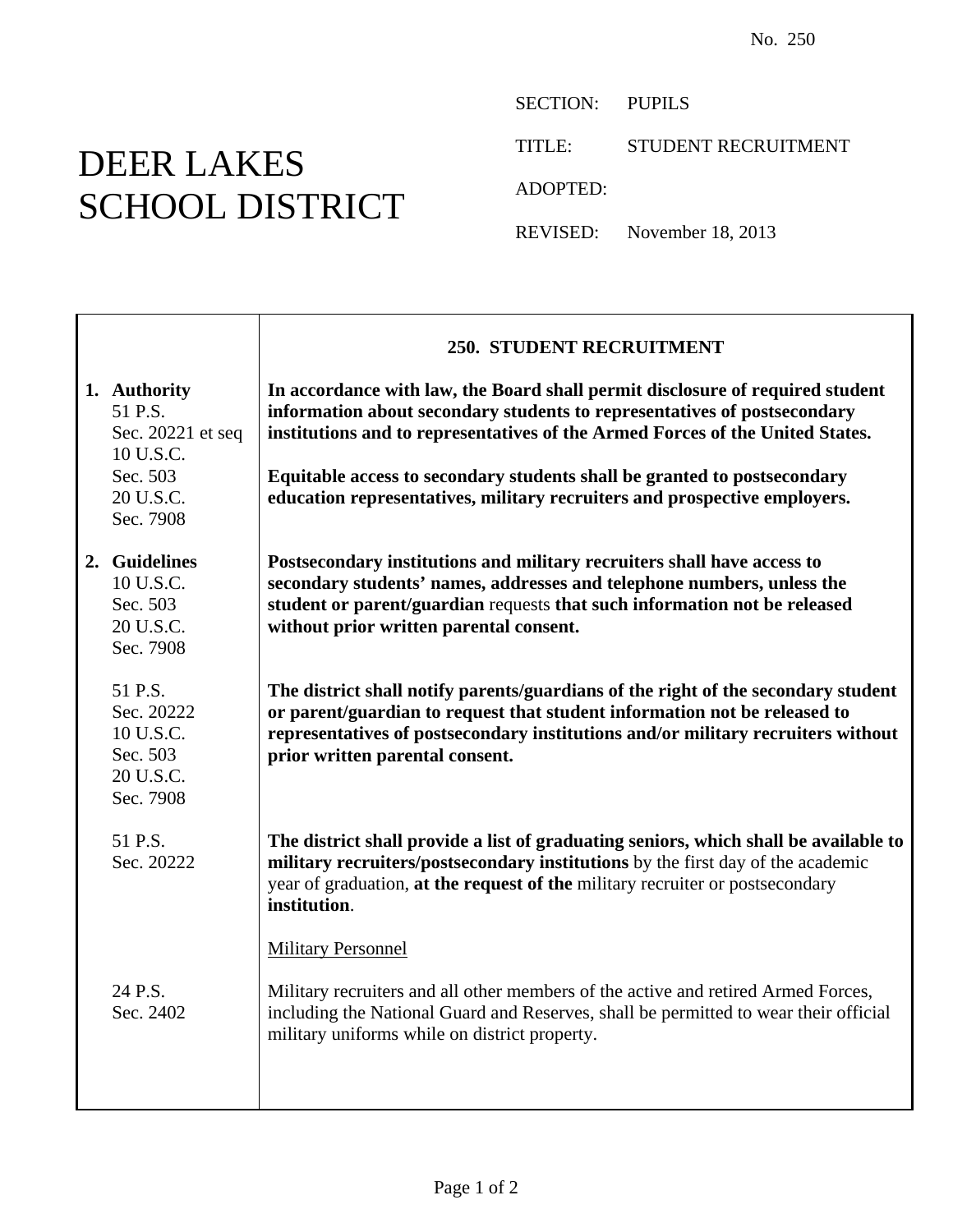No. 250

# DEER LAKES SCHOOL DISTRICT

SECTION: PUPILS

TITLE: STUDENT RECRUITMENT

ADOPTED:

REVISED: November 18, 2013

## 250. STUDENT RECRUITMENT

| | |
|---|---|
| **1. Authority**<br>51 P.S. Sec. 20221 et seq<br>10 U.S.C. Sec. 503<br>20 U.S.C. Sec. 7908 | **In accordance with law, the Board shall permit disclosure of required student information about secondary students to representatives of postsecondary institutions and to representatives of the Armed Forces of the United States.**<br><br>**Equitable access to secondary students shall be granted to postsecondary education representatives, military recruiters and prospective employers.** |
| **2. Guidelines**<br>10 U.S.C. Sec. 503<br>20 U.S.C. Sec. 7908 | **Postsecondary institutions and military recruiters shall have access to secondary students' names, addresses and telephone numbers, unless the student or parent/guardian** requests **that such information not be released without prior written parental consent.** |
| 51 P.S. Sec. 20222<br>10 U.S.C. Sec. 503<br>20 U.S.C. Sec. 7908 | **The district shall notify parents/guardians of the right of the secondary student or parent/guardian to request that student information not be released to representatives of postsecondary institutions and/or military recruiters without prior written parental consent.** |
| 51 P.S. Sec. 20222 | **The district shall provide a list of graduating seniors, which shall be available to military recruiters/postsecondary institutions** by the first day of the academic year of graduation, **at the request of the** military recruiter or postsecondary **institution**.<br><br>Military Personnel |
| 24 P.S. Sec. 2402 | Military recruiters and all other members of the active and retired Armed Forces, including the National Guard and Reserves, shall be permitted to wear their official military uniforms while on district property. |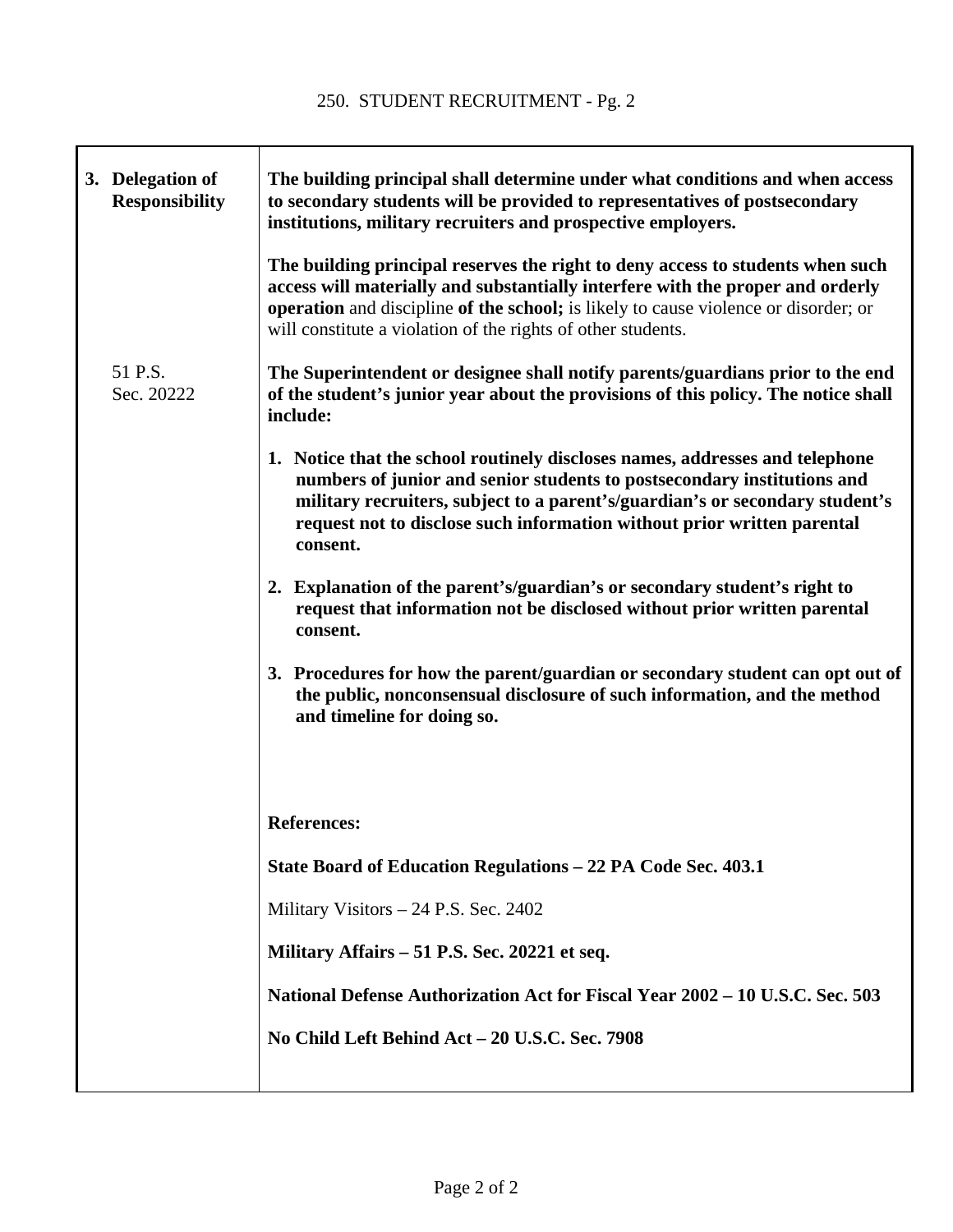**3. Delegation of Responsibility**

**The building principal shall determine under what conditions and when access to secondary students will be provided to representatives of postsecondary institutions, military recruiters and prospective employers.**

**The building principal reserves the right to deny access to students when such access will materially and substantially interfere with the proper and orderly operation** and discipline **of the school;** is likely to cause violence or disorder; or will constitute a violation of the rights of other students.

51 P.S. Sec. 20222

**The Superintendent or designee shall notify parents/guardians prior to the end of the student's junior year about the provisions of this policy. The notice shall include:**

1. **Notice that the school routinely discloses names, addresses and telephone numbers of junior and senior students to postsecondary institutions and military recruiters, subject to a parent's/guardian's or secondary student's request not to disclose such information without prior written parental consent.**

2. **Explanation of the parent's/guardian's or secondary student's right to request that information not be disclosed without prior written parental consent.**

3. **Procedures for how the parent/guardian or secondary student can opt out of the public, nonconsensual disclosure of such information, and the method and timeline for doing so.**

**References:**

**State Board of Education Regulations – 22 PA Code Sec. 403.1**

Military Visitors – 24 P.S. Sec. 2402

**Military Affairs – 51 P.S. Sec. 20221 et seq.**

**National Defense Authorization Act for Fiscal Year 2002 – 10 U.S.C. Sec. 503**

**No Child Left Behind Act – 20 U.S.C. Sec. 7908**